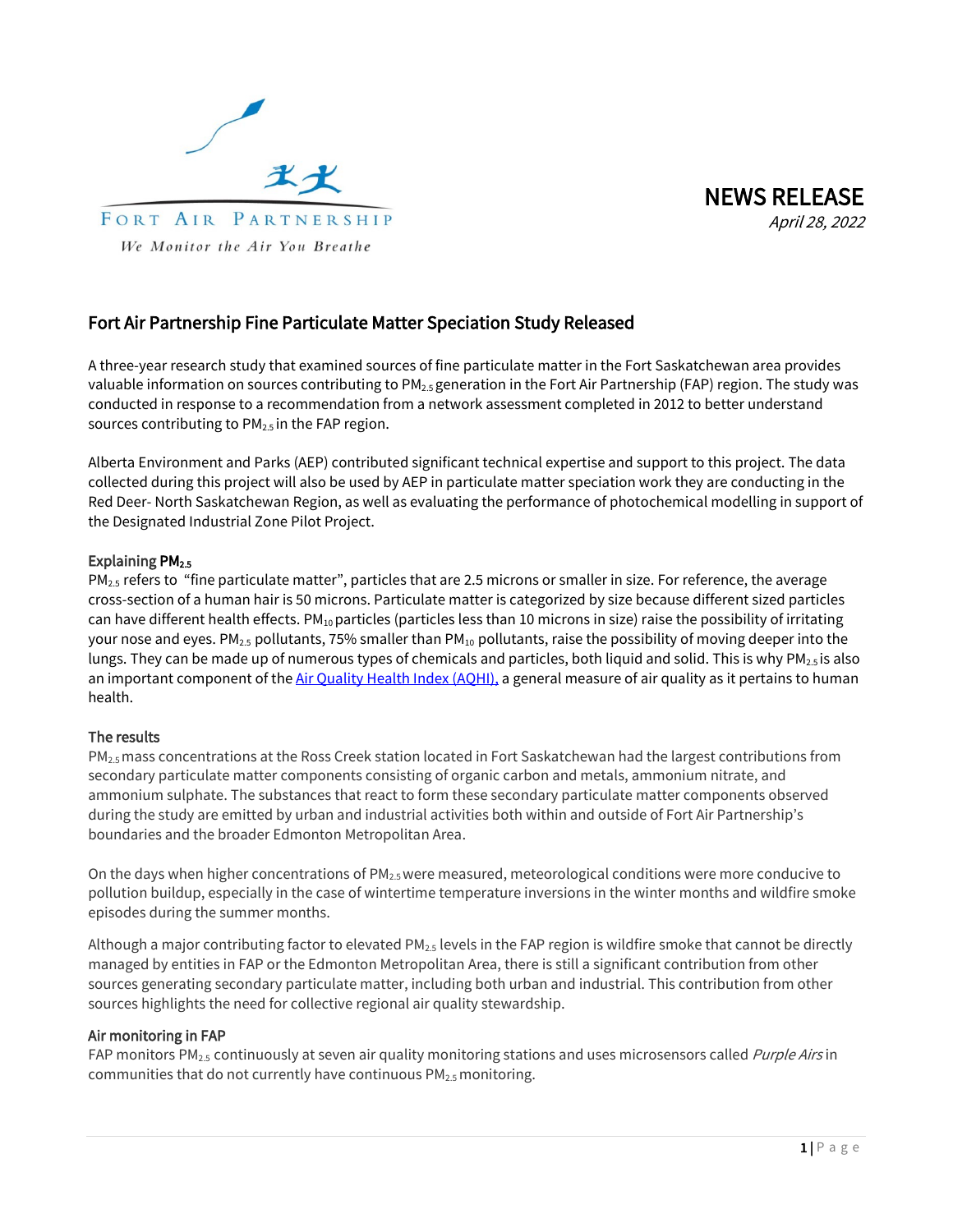Fort Air Partnership

*We Monitor the Air You Breathe*

# NEWS RELEASE

*April 28, 2022*

## Fort Air Partnership Fine Particulate Matter Speciation Study Released

A three-year research study that examined sources of fine particulate matter in the Fort Saskatchewan area provides valuable information on sources contributing to $PM_{2.5}$ generation in the Fort Air Partnership (FAP) region. The study was conducted in response to a recommendation from a network assessment completed in 2012 to better understand sources contributing to $PM_{2.5}$ in the FAP region.

Alberta Environment and Parks (AEP) contributed significant technical expertise and support to this project. The data collected during this project will also be used by AEP in particulate matter speciation work they are conducting in the Red Deer- North Saskatchewan Region, as well as evaluating the performance of photochemical modelling in support of the Designated Industrial Zone Pilot Project.

### Explaining $PM_{2.5}$

$PM_{2.5}$ refers to "fine particulate matter", particles that are 2.5 microns or smaller in size. For reference, the average cross-section of a human hair is 50 microns. Particulate matter is categorized by size because different sized particles can have different health effects. $PM_{10}$ particles (particles less than 10 microns in size) raise the possibility of irritating your nose and eyes. $PM_{2.5}$ pollutants, 75% smaller than $PM_{10}$ pollutants, raise the possibility of moving deeper into the lungs. They can be made up of numerous types of chemicals and particles, both liquid and solid. This is why $PM_{2.5}$ is also an important component of the [Air Quality Health Index (AQHI),](#) a general measure of air quality as it pertains to human health.

### The results

$PM_{2.5}$ mass concentrations at the Ross Creek station located in Fort Saskatchewan had the largest contributions from secondary particulate matter components consisting of organic carbon and metals, ammonium nitrate, and ammonium sulphate. The substances that react to form these secondary particulate matter components observed during the study are emitted by urban and industrial activities both within and outside of Fort Air Partnership's boundaries and the broader Edmonton Metropolitan Area.

On the days when higher concentrations of $PM_{2.5}$ were measured, meteorological conditions were more conducive to pollution buildup, especially in the case of wintertime temperature inversions in the winter months and wildfire smoke episodes during the summer months.

Although a major contributing factor to elevated $PM_{2.5}$ levels in the FAP region is wildfire smoke that cannot be directly managed by entities in FAP or the Edmonton Metropolitan Area, there is still a significant contribution from other sources generating secondary particulate matter, including both urban and industrial. This contribution from other sources highlights the need for collective regional air quality stewardship.

### Air monitoring in FAP

FAP monitors $PM_{2.5}$ continuously at seven air quality monitoring stations and uses microsensors called *Purple Airs* in communities that do not currently have continuous $PM_{2.5}$ monitoring.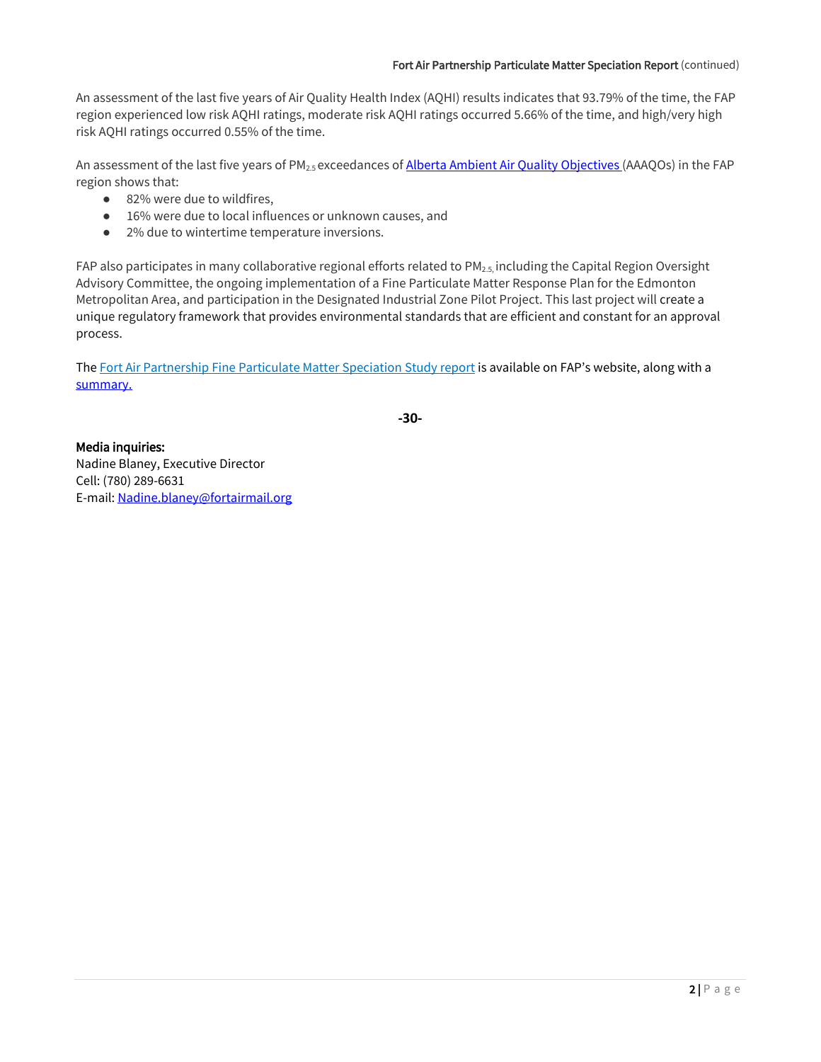An assessment of the last five years of Air Quality Health Index (AQHI) results indicates that 93.79% of the time, the FAP region experienced low risk AQHI ratings, moderate risk AQHI ratings occurred 5.66% of the time, and high/very high risk AQHI ratings occurred 0.55% of the time.

An assessment of the last five years of $PM_{2.5}$ exceedances of Alberta Ambient Air Quality Objectives (AAAQOs) in the FAP region shows that:

- 82% were due to wildfires,
- 16% were due to local influences or unknown causes, and
- 2% due to wintertime temperature inversions.

FAP also participates in many collaborative regional efforts related to $PM_{2.5}$, including the Capital Region Oversight Advisory Committee, the ongoing implementation of a Fine Particulate Matter Response Plan for the Edmonton Metropolitan Area, and participation in the Designated Industrial Zone Pilot Project. This last project will create a unique regulatory framework that provides environmental standards that are efficient and constant for an approval process.

The Fort Air Partnership Fine Particulate Matter Speciation Study report is available on FAP's website, along with a summary.

-30-

**Media inquiries:**
Nadine Blaney, Executive Director
Cell: (780) 289-6631
E-mail: Nadine.blaney@fortairmail.org